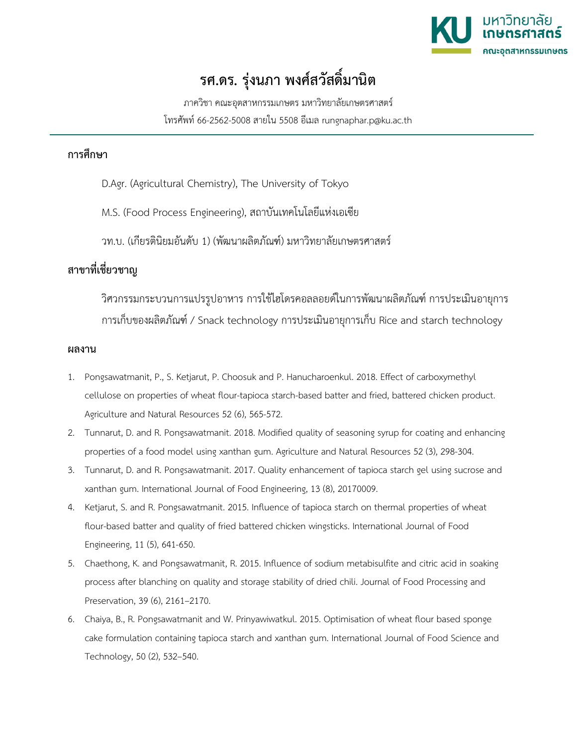# รศ.ดร. รุ่งนภา พงศ์สวัสดิ์มานิต

ภาควิชา คณะอุตสาหกรรมเกษตร มหาวิทยาลัยเกษตรศาสตร์

โทรศัพท์ 66-2562-5008 สายใน 5508 อีเมล rungnaphar.p@ku.ac.th

## การศึกษา

D.Agr. (Agricultural Chemistry), The University of Tokyo

M.S. (Food Process Engineering), สถาบันเทคโนโลยีแห่งเอเซีย

วท.บ. (เกียรตินิยมอันดับ 1) (พัฒนาผลิตภัณฑ์) มหาวิทยาลัยเกษตรศาสตร์

## สาขาที่เชี่ยวชาญ

วิศวกรรมกระบวนการแปรรูปอาหาร การใช้ไฮโดรคอลลอยด์ในการพัฒนาผลิตภัณฑ์ การประเมินอายุการการเก็บของผลิตภัณฑ์ / Snack technology การประเมินอายุการเก็บ Rice and starch technology

## ผลงาน

1. Pongsawatmanit, P., S. Ketjarut, P. Choosuk and P. Hanucharoenkul. 2018. Effect of carboxymethyl cellulose on properties of wheat flour-tapioca starch-based batter and fried, battered chicken product. Agriculture and Natural Resources 52 (6), 565-572.
2. Tunnarut, D. and R. Pongsawatmanit. 2018. Modified quality of seasoning syrup for coating and enhancing properties of a food model using xanthan gum. Agriculture and Natural Resources 52 (3), 298-304.
3. Tunnarut, D. and R. Pongsawatmanit. 2017. Quality enhancement of tapioca starch gel using sucrose and xanthan gum. International Journal of Food Engineering, 13 (8), 20170009.
4. Ketjarut, S. and R. Pongsawatmanit. 2015. Influence of tapioca starch on thermal properties of wheat flour-based batter and quality of fried battered chicken wingsticks. International Journal of Food Engineering, 11 (5), 641-650.
5. Chaethong, K. and Pongsawatmanit, R. 2015. Influence of sodium metabisulfite and citric acid in soaking process after blanching on quality and storage stability of dried chili. Journal of Food Processing and Preservation, 39 (6), 2161–2170.
6. Chaiya, B., R. Pongsawatmanit and W. Prinyawiwatkul. 2015. Optimisation of wheat flour based sponge cake formulation containing tapioca starch and xanthan gum. International Journal of Food Science and Technology, 50 (2), 532–540.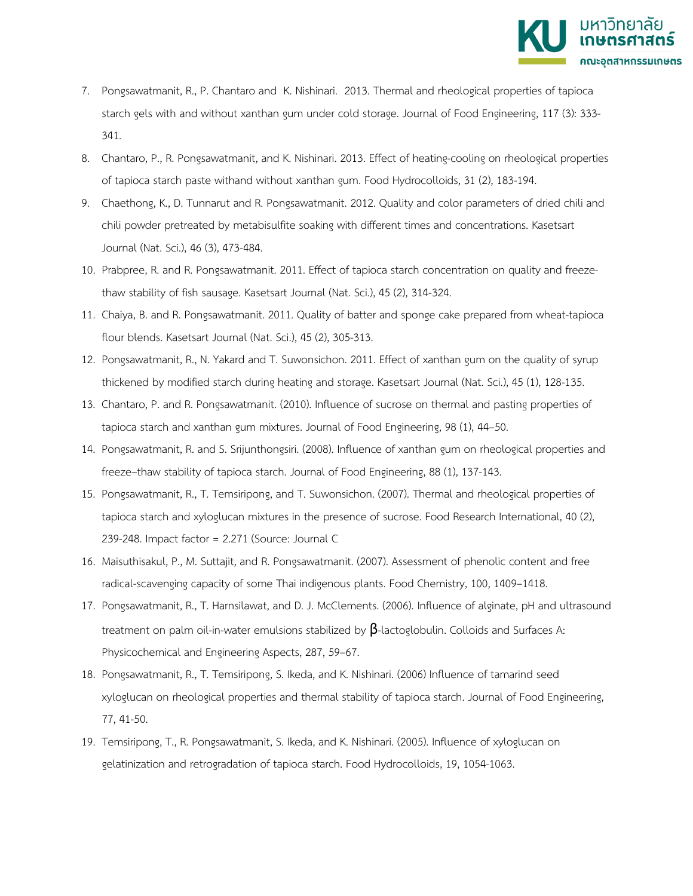7. Pongsawatmanit, R., P. Chantaro and K. Nishinari. 2013. Thermal and rheological properties of tapioca starch gels with and without xanthan gum under cold storage. Journal of Food Engineering, 117 (3): 333-341.
8. Chantaro, P., R. Pongsawatmanit, and K. Nishinari. 2013. Effect of heating-cooling on rheological properties of tapioca starch paste withand without xanthan gum. Food Hydrocolloids, 31 (2), 183-194.
9. Chaethong, K., D. Tunnarut and R. Pongsawatmanit. 2012. Quality and color parameters of dried chili and chili powder pretreated by metabisulfite soaking with different times and concentrations. Kasetsart Journal (Nat. Sci.), 46 (3), 473-484.
10. Prabpree, R. and R. Pongsawatmanit. 2011. Effect of tapioca starch concentration on quality and freeze-thaw stability of fish sausage. Kasetsart Journal (Nat. Sci.), 45 (2), 314-324.
11. Chaiya, B. and R. Pongsawatmanit. 2011. Quality of batter and sponge cake prepared from wheat-tapioca flour blends. Kasetsart Journal (Nat. Sci.), 45 (2), 305-313.
12. Pongsawatmanit, R., N. Yakard and T. Suwonsichon. 2011. Effect of xanthan gum on the quality of syrup thickened by modified starch during heating and storage. Kasetsart Journal (Nat. Sci.), 45 (1), 128-135.
13. Chantaro, P. and R. Pongsawatmanit. (2010). Influence of sucrose on thermal and pasting properties of tapioca starch and xanthan gum mixtures. Journal of Food Engineering, 98 (1), 44–50.
14. Pongsawatmanit, R. and S. Srijunthongsiri. (2008). Influence of xanthan gum on rheological properties and freeze–thaw stability of tapioca starch. Journal of Food Engineering, 88 (1), 137-143.
15. Pongsawatmanit, R., T. Temsiripong, and T. Suwonsichon. (2007). Thermal and rheological properties of tapioca starch and xyloglucan mixtures in the presence of sucrose. Food Research International, 40 (2), 239-248. Impact factor = 2.271 (Source: Journal C
16. Maisuthisakul, P., M. Suttajit, and R. Pongsawatmanit. (2007). Assessment of phenolic content and free radical-scavenging capacity of some Thai indigenous plants. Food Chemistry, 100, 1409–1418.
17. Pongsawatmanit, R., T. Harnsilawat, and D. J. McClements. (2006). Influence of alginate, pH and ultrasound treatment on palm oil-in-water emulsions stabilized by β-lactoglobulin. Colloids and Surfaces A: Physicochemical and Engineering Aspects, 287, 59–67.
18. Pongsawatmanit, R., T. Temsiripong, S. Ikeda, and K. Nishinari. (2006) Influence of tamarind seed xyloglucan on rheological properties and thermal stability of tapioca starch. Journal of Food Engineering, 77, 41-50.
19. Temsiripong, T., R. Pongsawatmanit, S. Ikeda, and K. Nishinari. (2005). Influence of xyloglucan on gelatinization and retrogradation of tapioca starch. Food Hydrocolloids, 19, 1054-1063.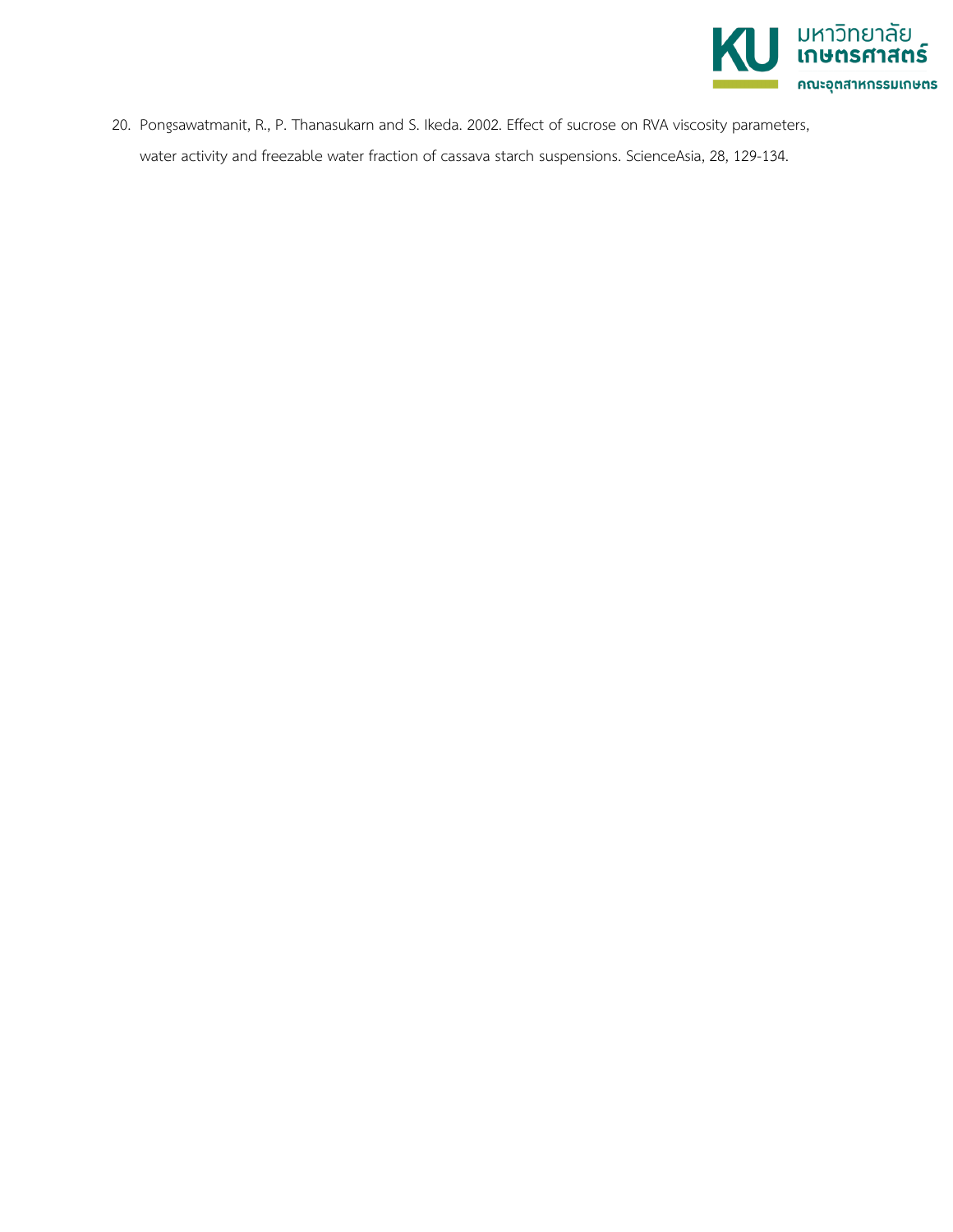20. Pongsawatmanit, R., P. Thanasukarn and S. Ikeda. 2002. Effect of sucrose on RVA viscosity parameters, water activity and freezable water fraction of cassava starch suspensions. ScienceAsia, 28, 129-134.